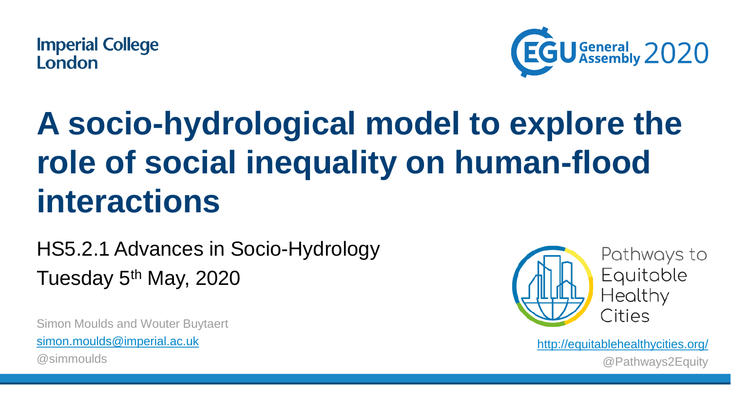Imperial College London

EGU General Assembly 2020

# A socio-hydrological model to explore the role of social inequality on human-flood interactions

HS5.2.1 Advances in Socio-Hydrology

Tuesday 5th May, 2020

Simon Moulds and Wouter Buytaert

simon.moulds@imperial.ac.uk

@simmoulds

Pathways to Equitable Healthy Cities

http://equitablehealthycities.org/

@Pathways2Equity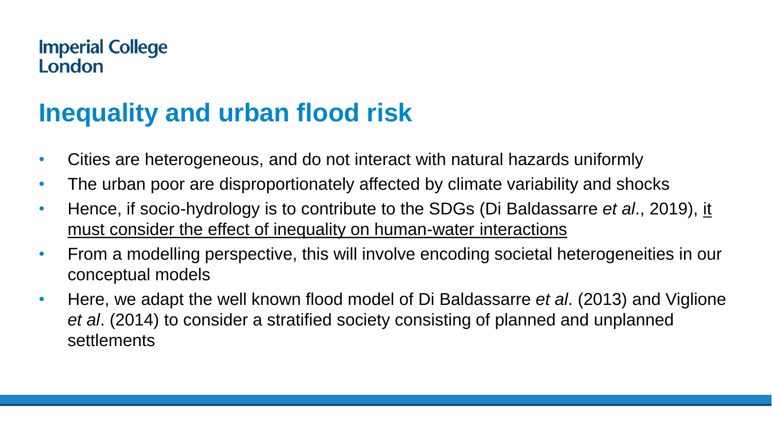# Inequality and urban flood risk

- Cities are heterogeneous, and do not interact with natural hazards uniformly
- The urban poor are disproportionately affected by climate variability and shocks
- Hence, if socio-hydrology is to contribute to the SDGs (Di Baldassarre *et al*., 2019), <u>it must consider the effect of inequality on human-water interactions</u>
- From a modelling perspective, this will involve encoding societal heterogeneities in our conceptual models
- Here, we adapt the well known flood model of Di Baldassarre *et al*. (2013) and Viglione *et al*. (2014) to consider a stratified society consisting of planned and unplanned settlements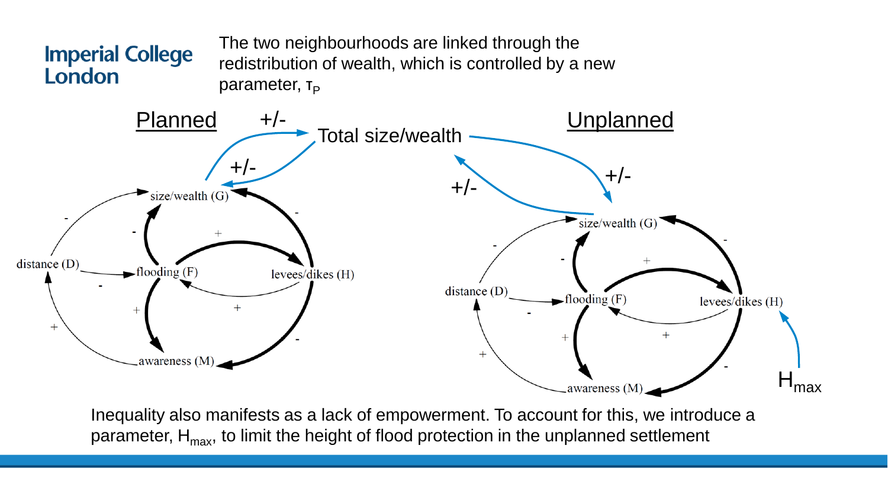The two neighbourhoods are linked through the redistribution of wealth, which is controlled by a new parameter, $\tau_P$

Planned

Unplanned

Total size/wealth

+/-

+/-

+/-

+/-

size/wealth (G)

distance (D)

flooding (F)

levees/dikes (H)

awareness (M)

size/wealth (G)

distance (D)

flooding (F)

levees/dikes (H)

awareness (M)

$H_{max}$

Inequality also manifests as a lack of empowerment. To account for this, we introduce a parameter, $H_{max}$, to limit the height of flood protection in the unplanned settlement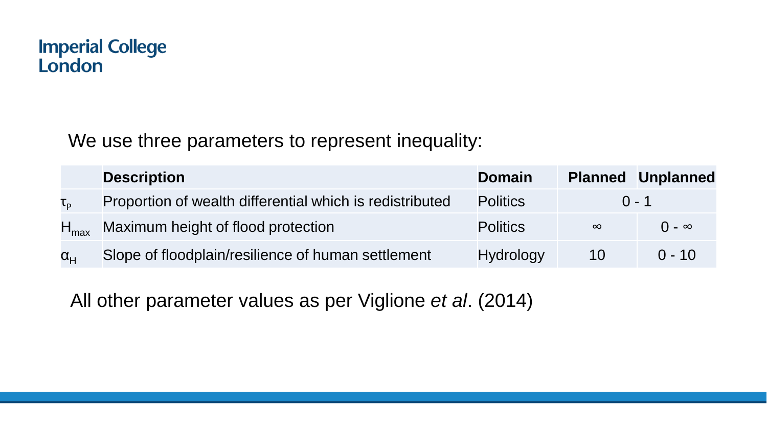We use three parameters to represent inequality:

| | Description | Domain | Planned | Unplanned |
|---|---|---|---|---|
| $\tau_P$ | Proportion of wealth differential which is redistributed | Politics | 0 - 1 | |
| $H_{max}$ | Maximum height of flood protection | Politics | $\infty$ | $0 - \infty$ |
| $\alpha_H$ | Slope of floodplain/resilience of human settlement | Hydrology | 10 | 0 - 10 |

All other parameter values as per Viglione *et al*. (2014)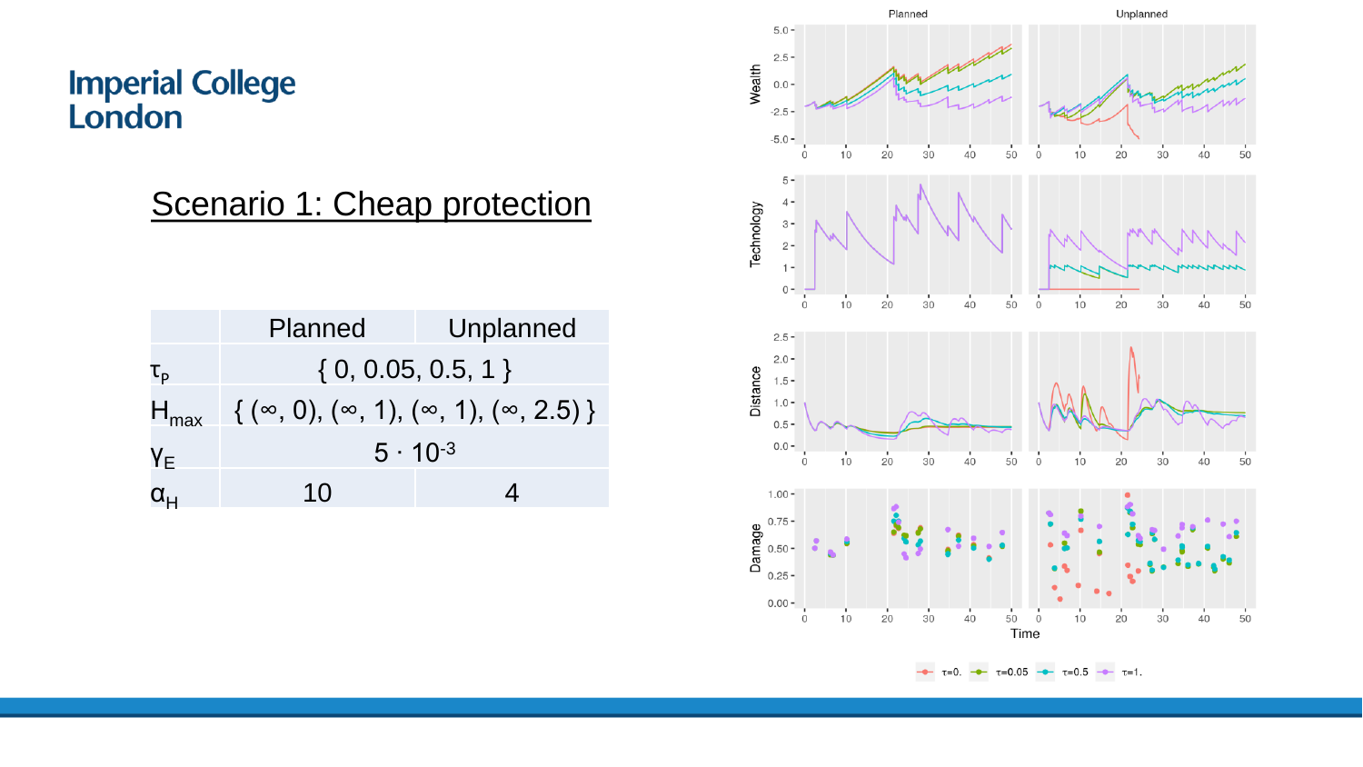## Scenario 1: Cheap protection

| | Planned | Unplanned |
|---|---|---|
| $\tau_P$ | $\{ 0, 0.05, 0.5, 1 \}$ | |
| $H_{max}$ | $\{ (\infty, 0), (\infty, 1), (\infty, 1), (\infty, 2.5) \}$ | |
| $\gamma_E$ | $5 \cdot 10^{-3}$ | |
| $\alpha_H$ | 10 | 4 |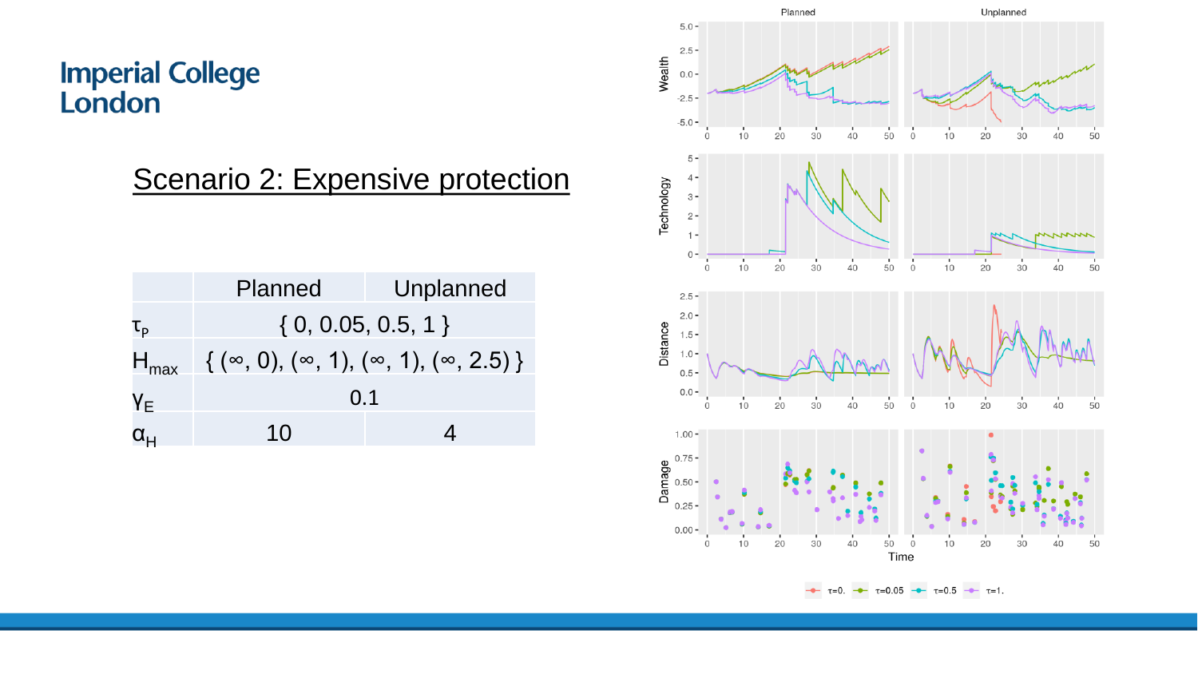## Scenario 2: Expensive protection

| | Planned | Unplanned |
|---|---|---|
| $\tau_P$ | { 0, 0.05, 0.5, 1 } | |
| $H_{max}$ | { (∞, 0), (∞, 1), (∞, 1), (∞, 2.5) } | |
| $\gamma_E$ | 0.1 | |
| $\alpha_H$ | 10 | 4 |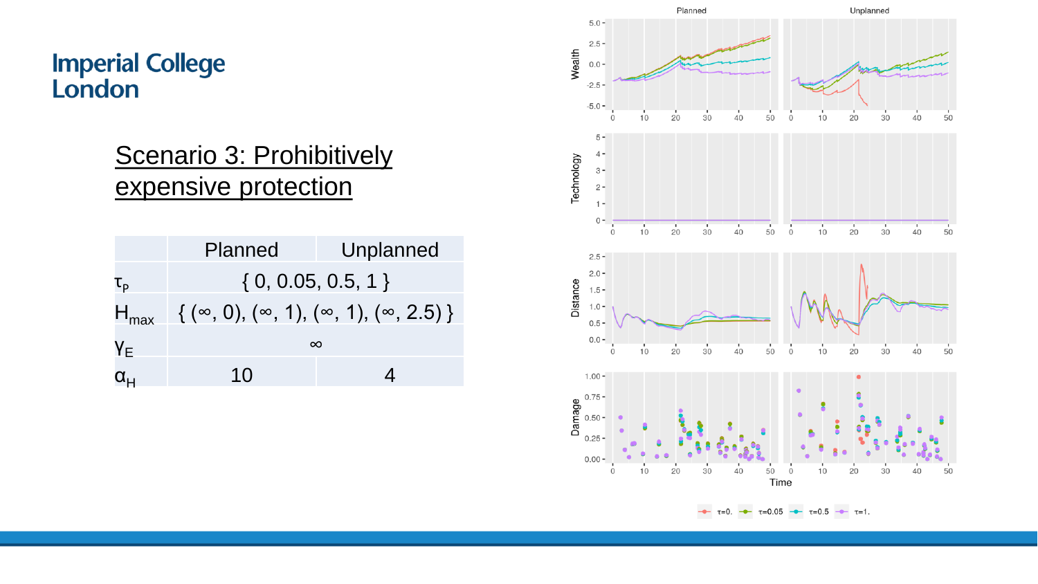## Scenario 3: Prohibitively expensive protection

| | Planned | Unplanned |
|---|---|---|
| $\tau_P$ | { 0, 0.05, 0.5, 1 } | |
| $H_{max}$ | { ($\infty$, 0), ($\infty$, 1), ($\infty$, 1), ($\infty$, 2.5) } | |
| $\gamma_E$ | $\infty$ | |
| $\alpha_H$ | 10 | 4 |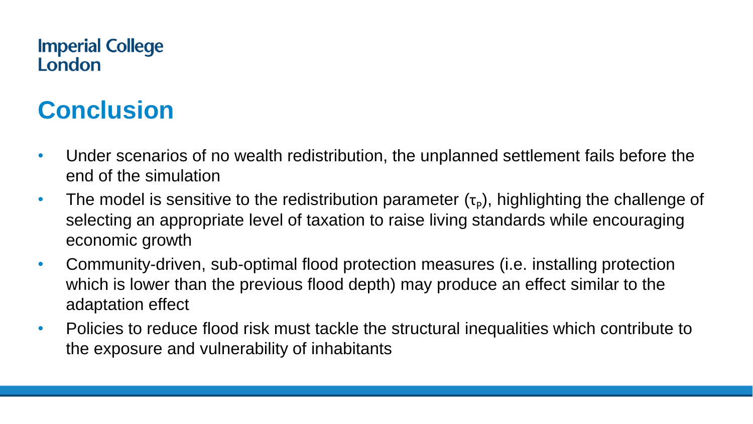# Conclusion

- Under scenarios of no wealth redistribution, the unplanned settlement fails before the end of the simulation
- The model is sensitive to the redistribution parameter ($\tau_P$), highlighting the challenge of selecting an appropriate level of taxation to raise living standards while encouraging economic growth
- Community-driven, sub-optimal flood protection measures (i.e. installing protection which is lower than the previous flood depth) may produce an effect similar to the adaptation effect
- Policies to reduce flood risk must tackle the structural inequalities which contribute to the exposure and vulnerability of inhabitants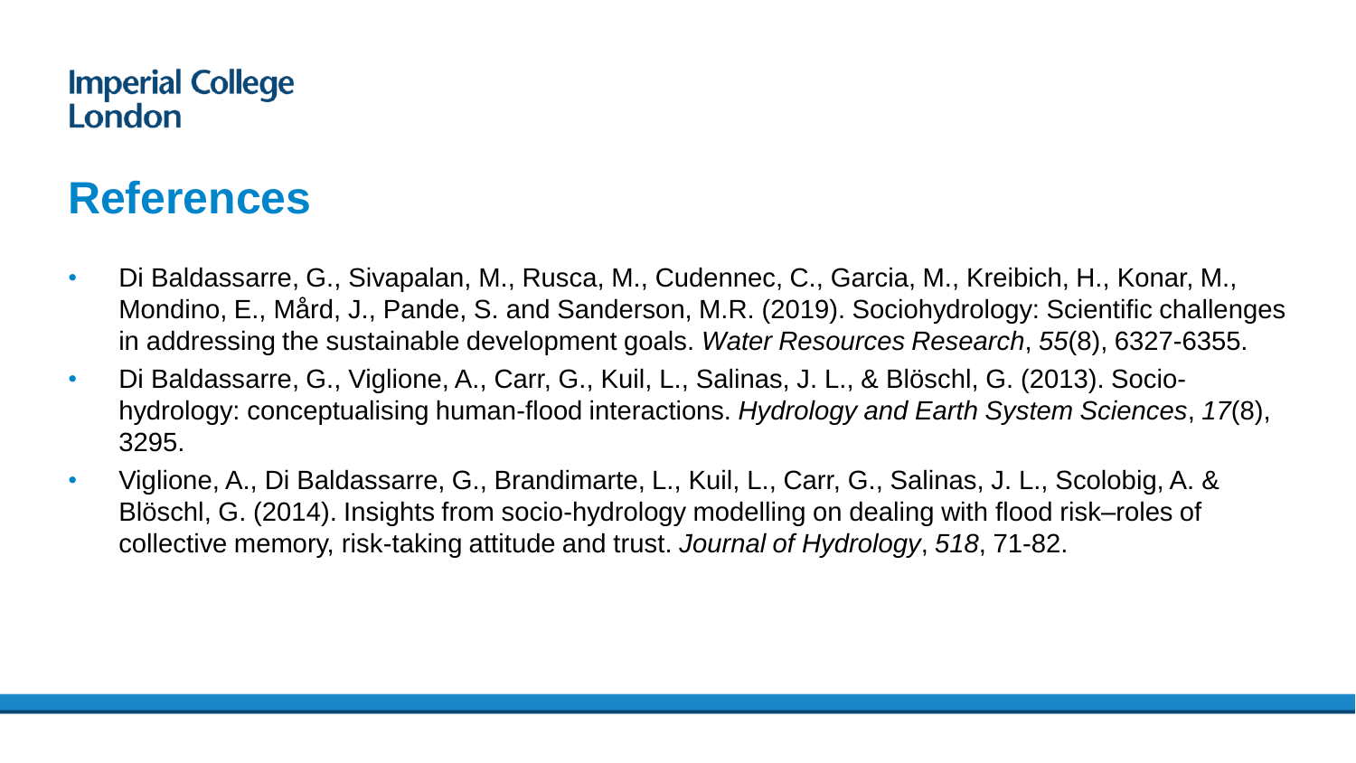# References

- Di Baldassarre, G., Sivapalan, M., Rusca, M., Cudennec, C., Garcia, M., Kreibich, H., Konar, M., Mondino, E., Mård, J., Pande, S. and Sanderson, M.R. (2019). Sociohydrology: Scientific challenges in addressing the sustainable development goals. *Water Resources Research*, *55*(8), 6327-6355.
- Di Baldassarre, G., Viglione, A., Carr, G., Kuil, L., Salinas, J. L., & Blöschl, G. (2013). Socio-hydrology: conceptualising human-flood interactions. *Hydrology and Earth System Sciences*, *17*(8), 3295.
- Viglione, A., Di Baldassarre, G., Brandimarte, L., Kuil, L., Carr, G., Salinas, J. L., Scolobig, A. & Blöschl, G. (2014). Insights from socio-hydrology modelling on dealing with flood risk–roles of collective memory, risk-taking attitude and trust. *Journal of Hydrology*, *518*, 71-82.